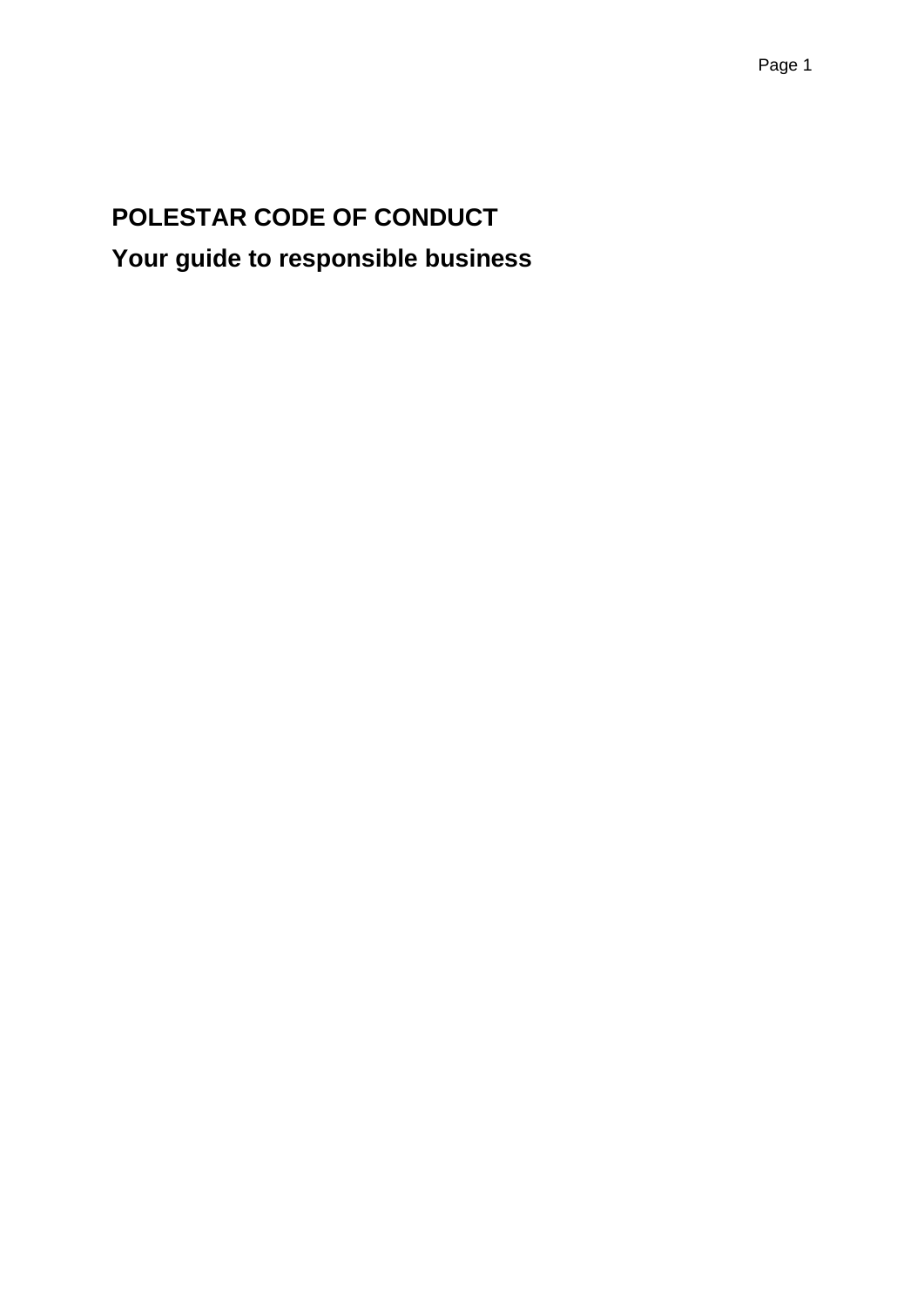# POLESTAR CODE OF CONDUCT

## Your guide to responsible business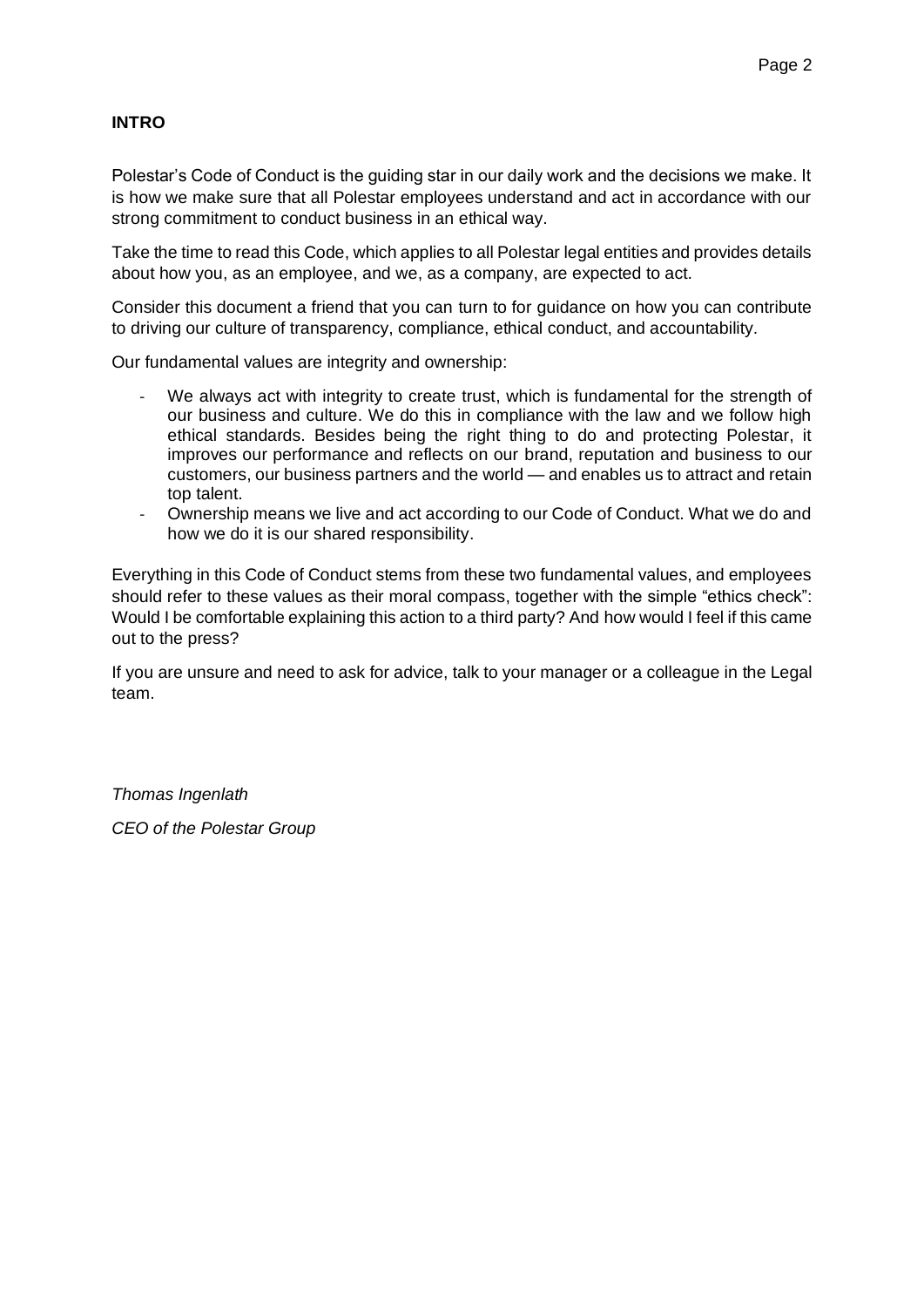## INTRO

Polestar's Code of Conduct is the guiding star in our daily work and the decisions we make. It is how we make sure that all Polestar employees understand and act in accordance with our strong commitment to conduct business in an ethical way.

Take the time to read this Code, which applies to all Polestar legal entities and provides details about how you, as an employee, and we, as a company, are expected to act.

Consider this document a friend that you can turn to for guidance on how you can contribute to driving our culture of transparency, compliance, ethical conduct, and accountability.

Our fundamental values are integrity and ownership:

- We always act with integrity to create trust, which is fundamental for the strength of our business and culture. We do this in compliance with the law and we follow high ethical standards. Besides being the right thing to do and protecting Polestar, it improves our performance and reflects on our brand, reputation and business to our customers, our business partners and the world — and enables us to attract and retain top talent.
- Ownership means we live and act according to our Code of Conduct. What we do and how we do it is our shared responsibility.

Everything in this Code of Conduct stems from these two fundamental values, and employees should refer to these values as their moral compass, together with the simple "ethics check": Would I be comfortable explaining this action to a third party? And how would I feel if this came out to the press?

If you are unsure and need to ask for advice, talk to your manager or a colleague in the Legal team.

*Thomas Ingenlath*

*CEO of the Polestar Group*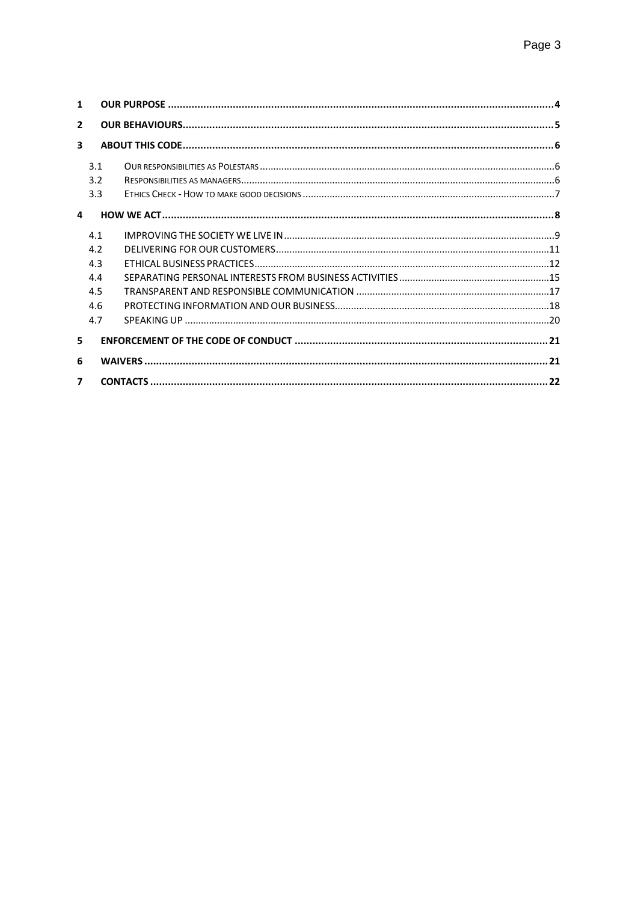1 OUR PURPOSE ....................................................................................................................................4

2 OUR BEHAVIOURS ...............................................................................................................................5

3 ABOUT THIS CODE ...............................................................................................................................6

- 3.1 OUR RESPONSIBILITIES AS POLESTARS ....................................................................................................6
- 3.2 RESPONSIBILITIES AS MANAGERS ............................................................................................................6
- 3.3 ETHICS CHECK - HOW TO MAKE GOOD DECISIONS ....................................................................................7

4 HOW WE ACT .......................................................................................................................................8

- 4.1 IMPROVING THE SOCIETY WE LIVE IN ......................................................................................................9
- 4.2 DELIVERING FOR OUR CUSTOMERS .......................................................................................................11
- 4.3 ETHICAL BUSINESS PRACTICES ..............................................................................................................12
- 4.4 SEPARATING PERSONAL INTERESTS FROM BUSINESS ACTIVITIES ............................................................15
- 4.5 TRANSPARENT AND RESPONSIBLE COMMUNICATION ............................................................................17
- 4.6 PROTECTING INFORMATION AND OUR BUSINESS ...................................................................................18
- 4.7 SPEAKING UP .......................................................................................................................................20

5 ENFORCEMENT OF THE CODE OF CONDUCT ..........................................................................................21

6 WAIVERS ............................................................................................................................................21

7 CONTACTS ..........................................................................................................................................22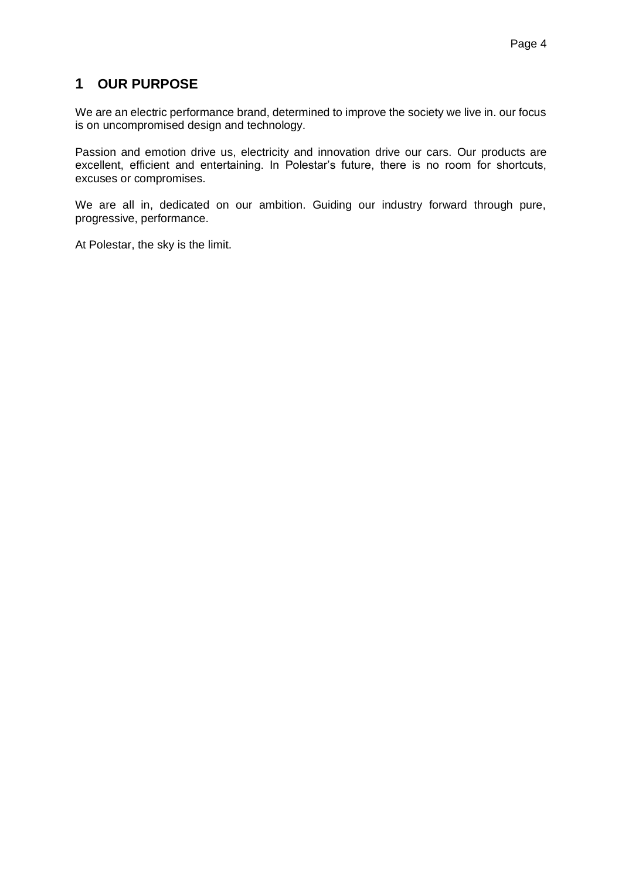# 1 OUR PURPOSE

We are an electric performance brand, determined to improve the society we live in. our focus is on uncompromised design and technology.

Passion and emotion drive us, electricity and innovation drive our cars. Our products are excellent, efficient and entertaining. In Polestar's future, there is no room for shortcuts, excuses or compromises.

We are all in, dedicated on our ambition. Guiding our industry forward through pure, progressive, performance.

At Polestar, the sky is the limit.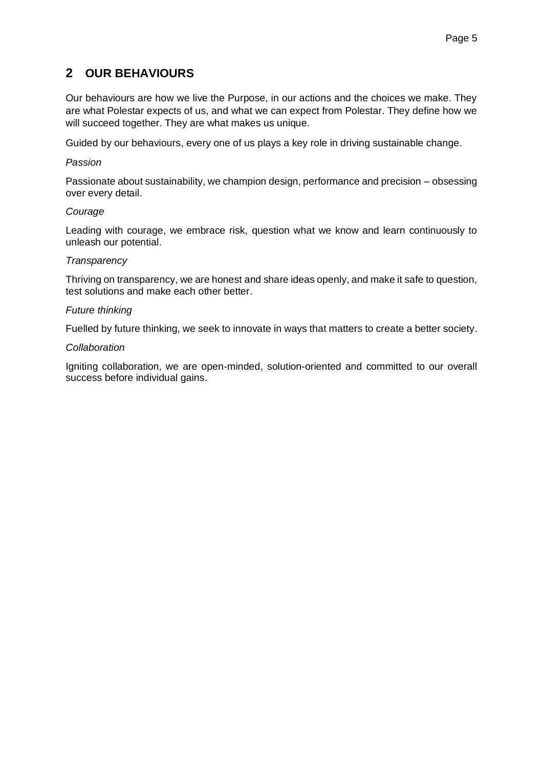## 2 OUR BEHAVIOURS

Our behaviours are how we live the Purpose, in our actions and the choices we make. They are what Polestar expects of us, and what we can expect from Polestar. They define how we will succeed together. They are what makes us unique.

Guided by our behaviours, every one of us plays a key role in driving sustainable change.

*Passion*

Passionate about sustainability, we champion design, performance and precision – obsessing over every detail.

*Courage*

Leading with courage, we embrace risk, question what we know and learn continuously to unleash our potential.

*Transparency*

Thriving on transparency, we are honest and share ideas openly, and make it safe to question, test solutions and make each other better.

*Future thinking*

Fuelled by future thinking, we seek to innovate in ways that matters to create a better society.

*Collaboration*

Igniting collaboration, we are open-minded, solution-oriented and committed to our overall success before individual gains.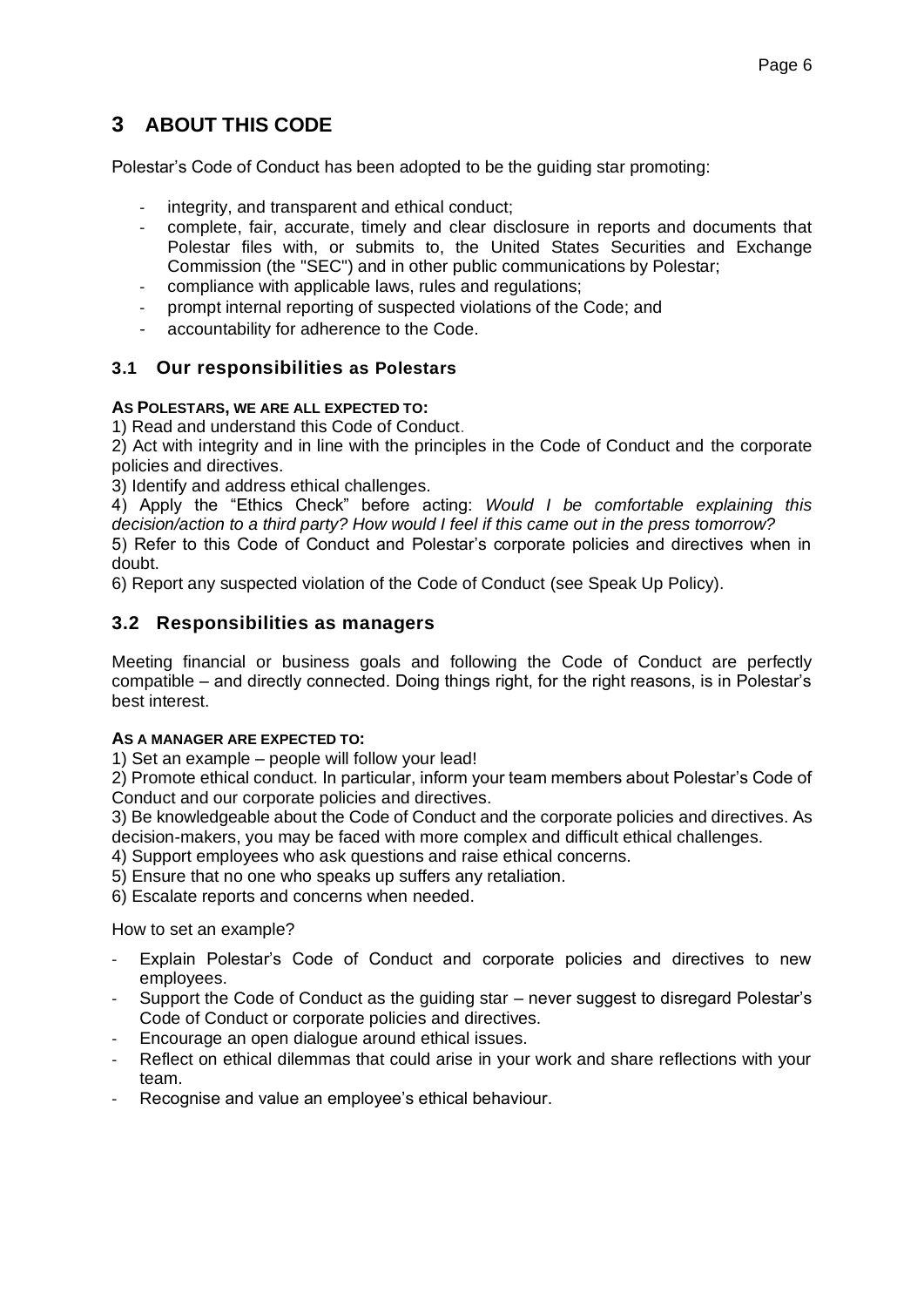# 3 ABOUT THIS CODE

Polestar's Code of Conduct has been adopted to be the guiding star promoting:

- integrity, and transparent and ethical conduct;
- complete, fair, accurate, timely and clear disclosure in reports and documents that Polestar files with, or submits to, the United States Securities and Exchange Commission (the "SEC") and in other public communications by Polestar;
- compliance with applicable laws, rules and regulations;
- prompt internal reporting of suspected violations of the Code; and
- accountability for adherence to the Code.

## 3.1 Our responsibilities as Polestars

**AS POLESTARS, WE ARE ALL EXPECTED TO:**

1) Read and understand this Code of Conduct.
2) Act with integrity and in line with the principles in the Code of Conduct and the corporate policies and directives.
3) Identify and address ethical challenges.
4) Apply the "Ethics Check" before acting: *Would I be comfortable explaining this decision/action to a third party? How would I feel if this came out in the press tomorrow?*
5) Refer to this Code of Conduct and Polestar's corporate policies and directives when in doubt.
6) Report any suspected violation of the Code of Conduct (see Speak Up Policy).

## 3.2 Responsibilities as managers

Meeting financial or business goals and following the Code of Conduct are perfectly compatible – and directly connected. Doing things right, for the right reasons, is in Polestar's best interest.

**AS A MANAGER ARE EXPECTED TO:**

1) Set an example – people will follow your lead!
2) Promote ethical conduct. In particular, inform your team members about Polestar's Code of Conduct and our corporate policies and directives.
3) Be knowledgeable about the Code of Conduct and the corporate policies and directives. As decision-makers, you may be faced with more complex and difficult ethical challenges.
4) Support employees who ask questions and raise ethical concerns.
5) Ensure that no one who speaks up suffers any retaliation.
6) Escalate reports and concerns when needed.

How to set an example?

- Explain Polestar's Code of Conduct and corporate policies and directives to new employees.
- Support the Code of Conduct as the guiding star – never suggest to disregard Polestar's Code of Conduct or corporate policies and directives.
- Encourage an open dialogue around ethical issues.
- Reflect on ethical dilemmas that could arise in your work and share reflections with your team.
- Recognise and value an employee's ethical behaviour.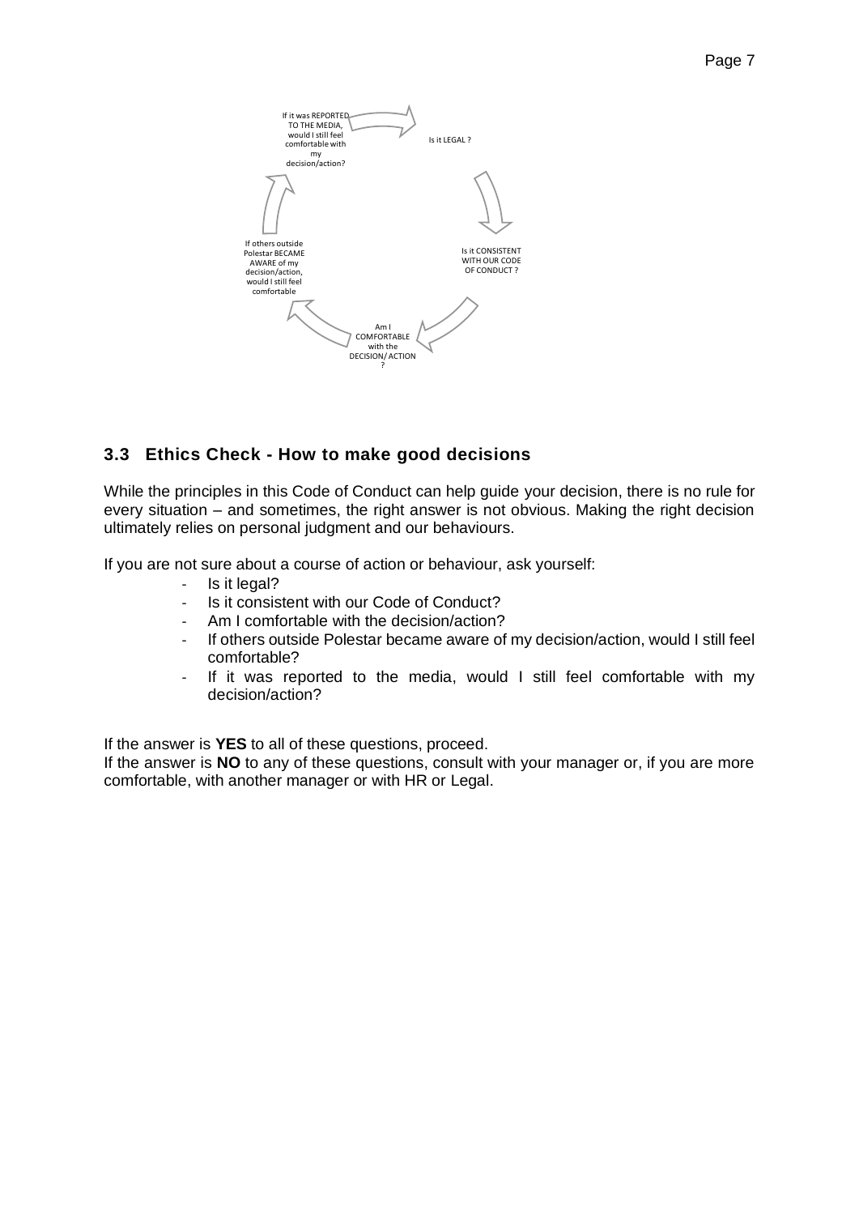If it was REPORTED TO THE MEDIA, would I still feel comfortable with my decision/action?

Is it LEGAL ?

Is it CONSISTENT WITH OUR CODE OF CONDUCT ?

Am I COMFORTABLE with the DECISION/ ACTION ?

If others outside Polestar BECAME AWARE of my decision/action, would I still feel comfortable

## 3.3 Ethics Check - How to make good decisions

While the principles in this Code of Conduct can help guide your decision, there is no rule for every situation – and sometimes, the right answer is not obvious. Making the right decision ultimately relies on personal judgment and our behaviours.

If you are not sure about a course of action or behaviour, ask yourself:

- Is it legal?
- Is it consistent with our Code of Conduct?
- Am I comfortable with the decision/action?
- If others outside Polestar became aware of my decision/action, would I still feel comfortable?
- If it was reported to the media, would I still feel comfortable with my decision/action?

If the answer is **YES** to all of these questions, proceed.
If the answer is **NO** to any of these questions, consult with your manager or, if you are more comfortable, with another manager or with HR or Legal.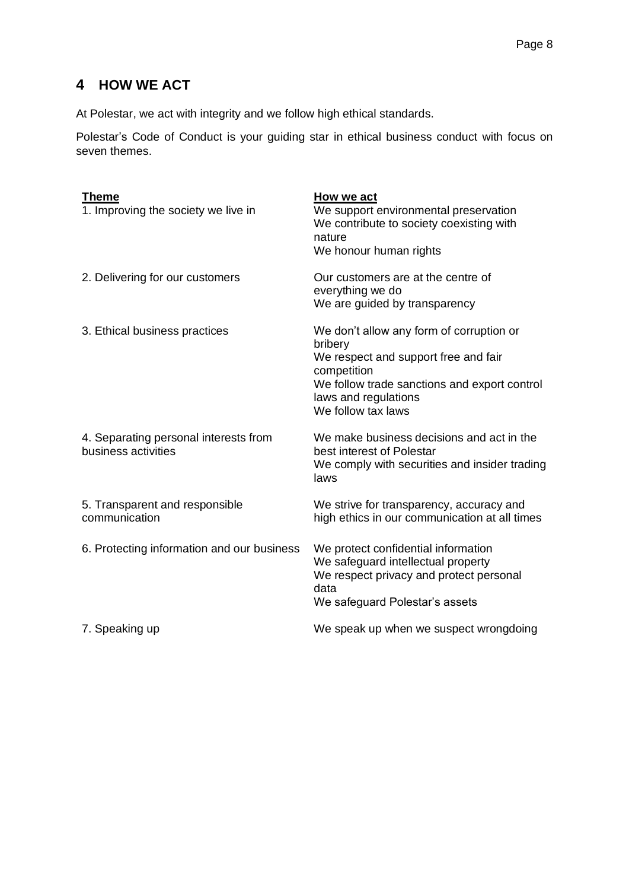## 4 HOW WE ACT

At Polestar, we act with integrity and we follow high ethical standards.

Polestar's Code of Conduct is your guiding star in ethical business conduct with focus on seven themes.

| Theme | How we act |
|---|---|
| 1. Improving the society we live in | We support environmental preservation<br>We contribute to society coexisting with nature<br>We honour human rights |
| 2. Delivering for our customers | Our customers are at the centre of everything we do<br>We are guided by transparency |
| 3. Ethical business practices | We don't allow any form of corruption or bribery<br>We respect and support free and fair competition<br>We follow trade sanctions and export control laws and regulations<br>We follow tax laws |
| 4. Separating personal interests from business activities | We make business decisions and act in the best interest of Polestar<br>We comply with securities and insider trading laws |
| 5. Transparent and responsible communication | We strive for transparency, accuracy and high ethics in our communication at all times |
| 6. Protecting information and our business | We protect confidential information<br>We safeguard intellectual property<br>We respect privacy and protect personal data<br>We safeguard Polestar's assets |
| 7. Speaking up | We speak up when we suspect wrongdoing |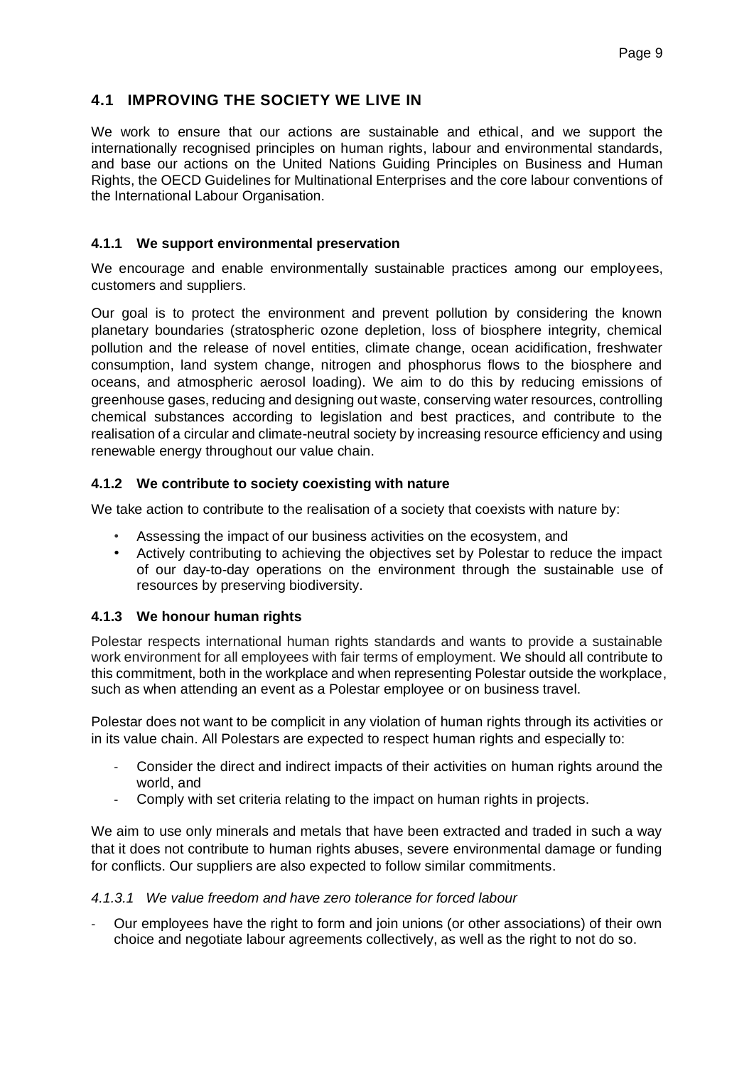## 4.1 IMPROVING THE SOCIETY WE LIVE IN

We work to ensure that our actions are sustainable and ethical, and we support the internationally recognised principles on human rights, labour and environmental standards, and base our actions on the United Nations Guiding Principles on Business and Human Rights, the OECD Guidelines for Multinational Enterprises and the core labour conventions of the International Labour Organisation.

### 4.1.1 We support environmental preservation

We encourage and enable environmentally sustainable practices among our employees, customers and suppliers.

Our goal is to protect the environment and prevent pollution by considering the known planetary boundaries (stratospheric ozone depletion, loss of biosphere integrity, chemical pollution and the release of novel entities, climate change, ocean acidification, freshwater consumption, land system change, nitrogen and phosphorus flows to the biosphere and oceans, and atmospheric aerosol loading). We aim to do this by reducing emissions of greenhouse gases, reducing and designing out waste, conserving water resources, controlling chemical substances according to legislation and best practices, and contribute to the realisation of a circular and climate-neutral society by increasing resource efficiency and using renewable energy throughout our value chain.

### 4.1.2 We contribute to society coexisting with nature

We take action to contribute to the realisation of a society that coexists with nature by:

- Assessing the impact of our business activities on the ecosystem, and
- Actively contributing to achieving the objectives set by Polestar to reduce the impact of our day-to-day operations on the environment through the sustainable use of resources by preserving biodiversity.

### 4.1.3 We honour human rights

Polestar respects international human rights standards and wants to provide a sustainable work environment for all employees with fair terms of employment. We should all contribute to this commitment, both in the workplace and when representing Polestar outside the workplace, such as when attending an event as a Polestar employee or on business travel.

Polestar does not want to be complicit in any violation of human rights through its activities or in its value chain. All Polestars are expected to respect human rights and especially to:

- Consider the direct and indirect impacts of their activities on human rights around the world, and
- Comply with set criteria relating to the impact on human rights in projects.

We aim to use only minerals and metals that have been extracted and traded in such a way that it does not contribute to human rights abuses, severe environmental damage or funding for conflicts. Our suppliers are also expected to follow similar commitments.

#### *4.1.3.1 We value freedom and have zero tolerance for forced labour*

- Our employees have the right to form and join unions (or other associations) of their own choice and negotiate labour agreements collectively, as well as the right to not do so.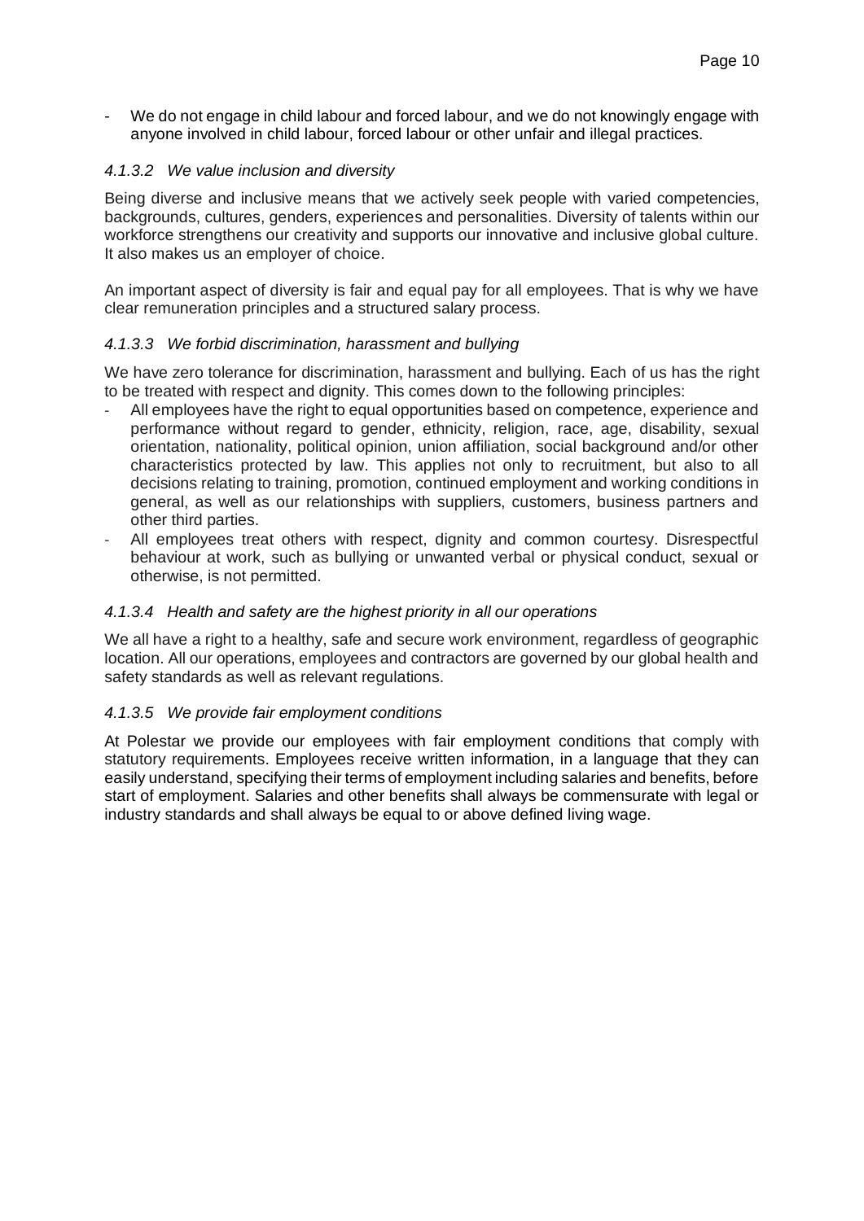- We do not engage in child labour and forced labour, and we do not knowingly engage with anyone involved in child labour, forced labour or other unfair and illegal practices.

#### *4.1.3.2 We value inclusion and diversity*

Being diverse and inclusive means that we actively seek people with varied competencies, backgrounds, cultures, genders, experiences and personalities. Diversity of talents within our workforce strengthens our creativity and supports our innovative and inclusive global culture. It also makes us an employer of choice.

An important aspect of diversity is fair and equal pay for all employees. That is why we have clear remuneration principles and a structured salary process.

#### *4.1.3.3 We forbid discrimination, harassment and bullying*

We have zero tolerance for discrimination, harassment and bullying. Each of us has the right to be treated with respect and dignity. This comes down to the following principles:

- All employees have the right to equal opportunities based on competence, experience and performance without regard to gender, ethnicity, religion, race, age, disability, sexual orientation, nationality, political opinion, union affiliation, social background and/or other characteristics protected by law. This applies not only to recruitment, but also to all decisions relating to training, promotion, continued employment and working conditions in general, as well as our relationships with suppliers, customers, business partners and other third parties.
- All employees treat others with respect, dignity and common courtesy. Disrespectful behaviour at work, such as bullying or unwanted verbal or physical conduct, sexual or otherwise, is not permitted.

#### *4.1.3.4 Health and safety are the highest priority in all our operations*

We all have a right to a healthy, safe and secure work environment, regardless of geographic location. All our operations, employees and contractors are governed by our global health and safety standards as well as relevant regulations.

#### *4.1.3.5 We provide fair employment conditions*

At Polestar we provide our employees with fair employment conditions that comply with statutory requirements. Employees receive written information, in a language that they can easily understand, specifying their terms of employment including salaries and benefits, before start of employment. Salaries and other benefits shall always be commensurate with legal or industry standards and shall always be equal to or above defined living wage.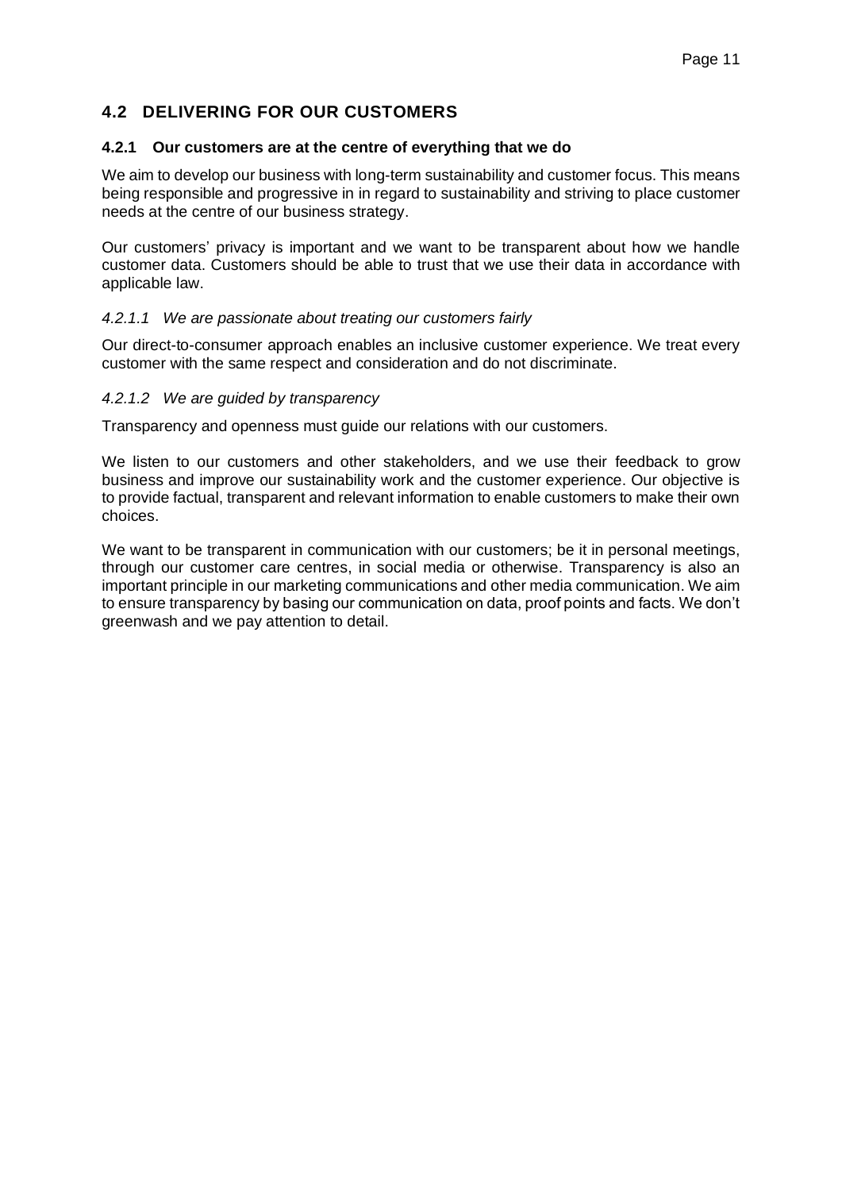## 4.2 DELIVERING FOR OUR CUSTOMERS

### 4.2.1 Our customers are at the centre of everything that we do

We aim to develop our business with long-term sustainability and customer focus. This means being responsible and progressive in in regard to sustainability and striving to place customer needs at the centre of our business strategy.

Our customers' privacy is important and we want to be transparent about how we handle customer data. Customers should be able to trust that we use their data in accordance with applicable law.

#### *4.2.1.1 We are passionate about treating our customers fairly*

Our direct-to-consumer approach enables an inclusive customer experience. We treat every customer with the same respect and consideration and do not discriminate.

#### *4.2.1.2 We are guided by transparency*

Transparency and openness must guide our relations with our customers.

We listen to our customers and other stakeholders, and we use their feedback to grow business and improve our sustainability work and the customer experience. Our objective is to provide factual, transparent and relevant information to enable customers to make their own choices.

We want to be transparent in communication with our customers; be it in personal meetings, through our customer care centres, in social media or otherwise. Transparency is also an important principle in our marketing communications and other media communication. We aim to ensure transparency by basing our communication on data, proof points and facts. We don't greenwash and we pay attention to detail.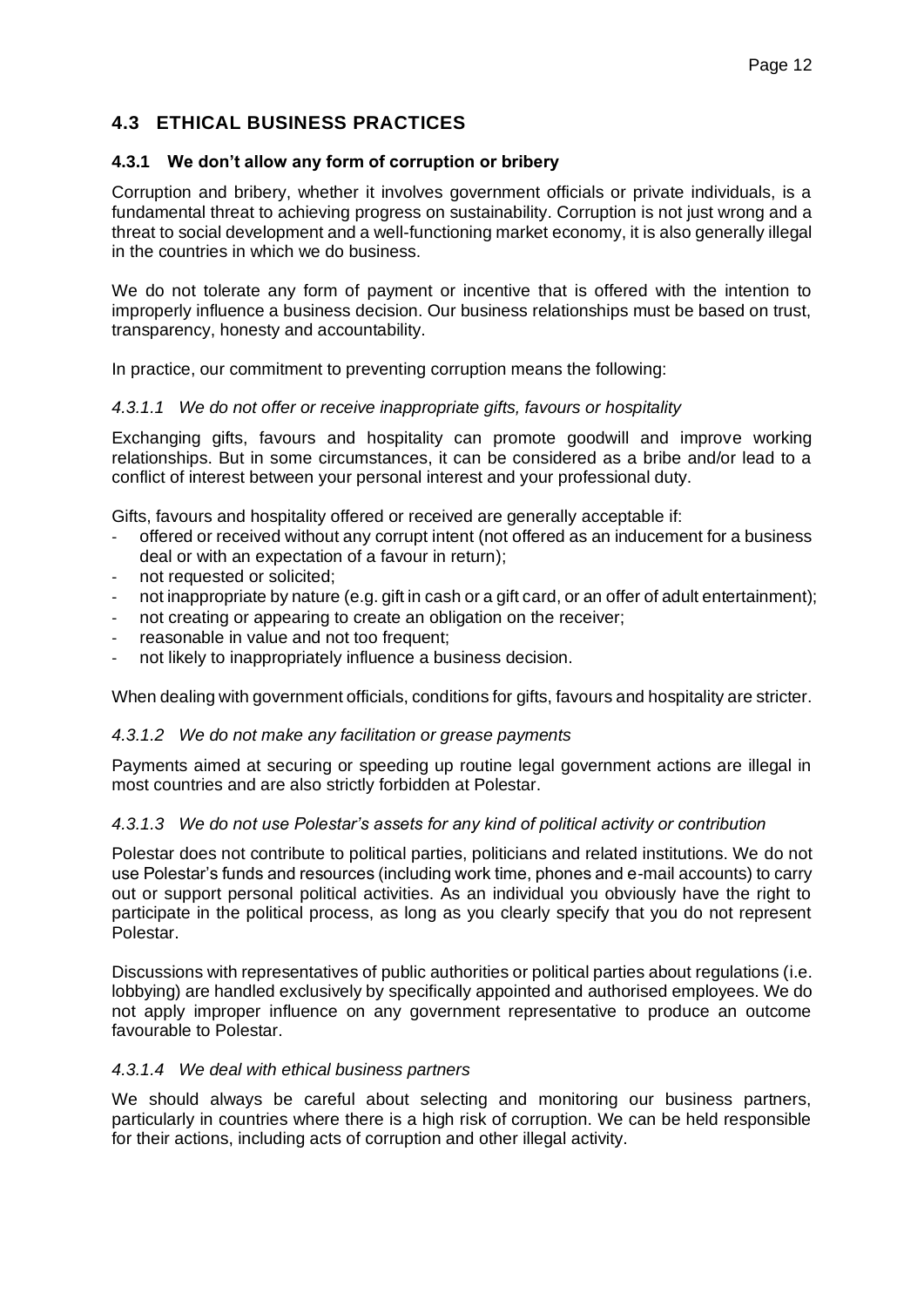## 4.3 ETHICAL BUSINESS PRACTICES

### 4.3.1 We don't allow any form of corruption or bribery

Corruption and bribery, whether it involves government officials or private individuals, is a fundamental threat to achieving progress on sustainability. Corruption is not just wrong and a threat to social development and a well-functioning market economy, it is also generally illegal in the countries in which we do business.

We do not tolerate any form of payment or incentive that is offered with the intention to improperly influence a business decision. Our business relationships must be based on trust, transparency, honesty and accountability.

In practice, our commitment to preventing corruption means the following:

#### *4.3.1.1 We do not offer or receive inappropriate gifts, favours or hospitality*

Exchanging gifts, favours and hospitality can promote goodwill and improve working relationships. But in some circumstances, it can be considered as a bribe and/or lead to a conflict of interest between your personal interest and your professional duty.

Gifts, favours and hospitality offered or received are generally acceptable if:

- offered or received without any corrupt intent (not offered as an inducement for a business deal or with an expectation of a favour in return);
- not requested or solicited;
- not inappropriate by nature (e.g. gift in cash or a gift card, or an offer of adult entertainment);
- not creating or appearing to create an obligation on the receiver;
- reasonable in value and not too frequent;
- not likely to inappropriately influence a business decision.

When dealing with government officials, conditions for gifts, favours and hospitality are stricter.

#### *4.3.1.2 We do not make any facilitation or grease payments*

Payments aimed at securing or speeding up routine legal government actions are illegal in most countries and are also strictly forbidden at Polestar.

#### *4.3.1.3 We do not use Polestar's assets for any kind of political activity or contribution*

Polestar does not contribute to political parties, politicians and related institutions. We do not use Polestar's funds and resources (including work time, phones and e-mail accounts) to carry out or support personal political activities. As an individual you obviously have the right to participate in the political process, as long as you clearly specify that you do not represent Polestar.

Discussions with representatives of public authorities or political parties about regulations (i.e. lobbying) are handled exclusively by specifically appointed and authorised employees. We do not apply improper influence on any government representative to produce an outcome favourable to Polestar.

#### *4.3.1.4 We deal with ethical business partners*

We should always be careful about selecting and monitoring our business partners, particularly in countries where there is a high risk of corruption. We can be held responsible for their actions, including acts of corruption and other illegal activity.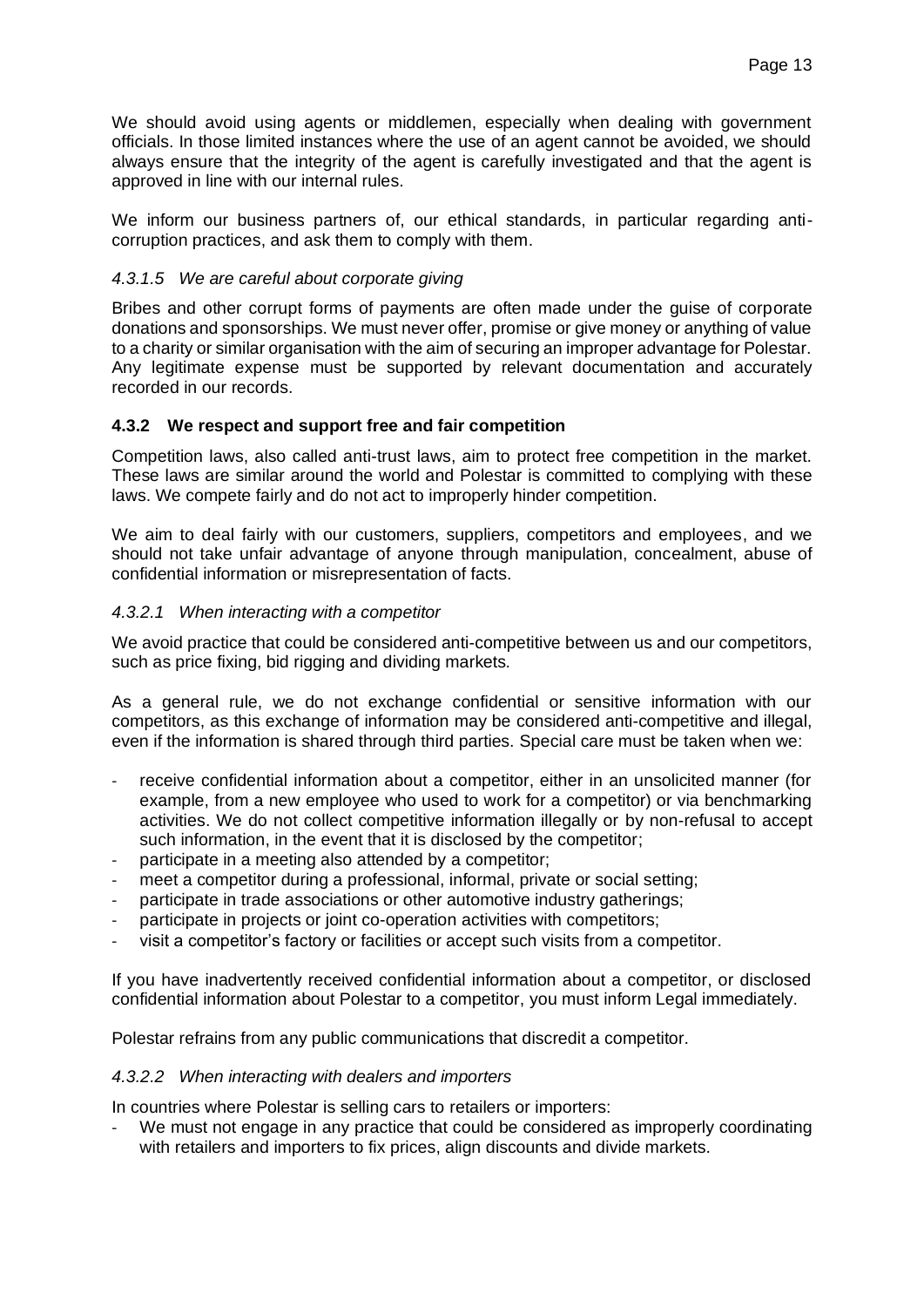We should avoid using agents or middlemen, especially when dealing with government officials. In those limited instances where the use of an agent cannot be avoided, we should always ensure that the integrity of the agent is carefully investigated and that the agent is approved in line with our internal rules.

We inform our business partners of, our ethical standards, in particular regarding anti-corruption practices, and ask them to comply with them.

#### *4.3.1.5 We are careful about corporate giving*

Bribes and other corrupt forms of payments are often made under the guise of corporate donations and sponsorships. We must never offer, promise or give money or anything of value to a charity or similar organisation with the aim of securing an improper advantage for Polestar. Any legitimate expense must be supported by relevant documentation and accurately recorded in our records.

### **4.3.2 We respect and support free and fair competition**

Competition laws, also called anti-trust laws, aim to protect free competition in the market. These laws are similar around the world and Polestar is committed to complying with these laws. We compete fairly and do not act to improperly hinder competition.

We aim to deal fairly with our customers, suppliers, competitors and employees, and we should not take unfair advantage of anyone through manipulation, concealment, abuse of confidential information or misrepresentation of facts.

#### *4.3.2.1 When interacting with a competitor*

We avoid practice that could be considered anti-competitive between us and our competitors, such as price fixing, bid rigging and dividing markets.

As a general rule, we do not exchange confidential or sensitive information with our competitors, as this exchange of information may be considered anti-competitive and illegal, even if the information is shared through third parties. Special care must be taken when we:

- receive confidential information about a competitor, either in an unsolicited manner (for example, from a new employee who used to work for a competitor) or via benchmarking activities. We do not collect competitive information illegally or by non-refusal to accept such information, in the event that it is disclosed by the competitor;
- participate in a meeting also attended by a competitor;
- meet a competitor during a professional, informal, private or social setting;
- participate in trade associations or other automotive industry gatherings;
- participate in projects or joint co-operation activities with competitors;
- visit a competitor's factory or facilities or accept such visits from a competitor.

If you have inadvertently received confidential information about a competitor, or disclosed confidential information about Polestar to a competitor, you must inform Legal immediately.

Polestar refrains from any public communications that discredit a competitor.

#### *4.3.2.2 When interacting with dealers and importers*

In countries where Polestar is selling cars to retailers or importers:

- We must not engage in any practice that could be considered as improperly coordinating with retailers and importers to fix prices, align discounts and divide markets.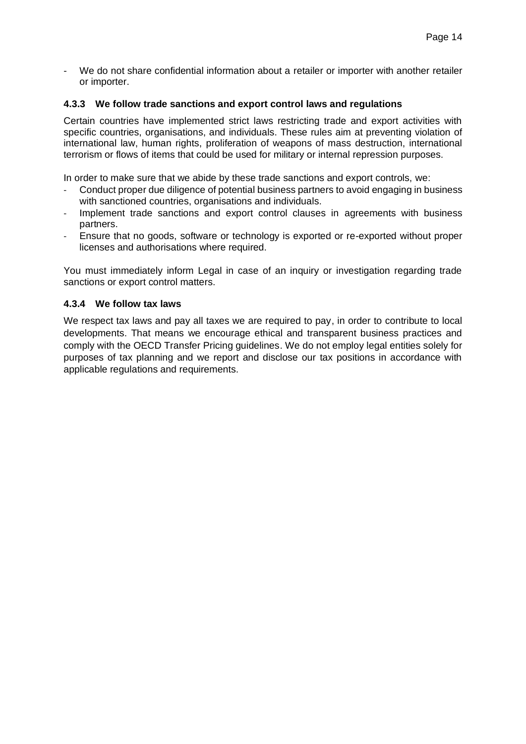- We do not share confidential information about a retailer or importer with another retailer or importer.

#### 4.3.3 We follow trade sanctions and export control laws and regulations

Certain countries have implemented strict laws restricting trade and export activities with specific countries, organisations, and individuals. These rules aim at preventing violation of international law, human rights, proliferation of weapons of mass destruction, international terrorism or flows of items that could be used for military or internal repression purposes.

In order to make sure that we abide by these trade sanctions and export controls, we:

- Conduct proper due diligence of potential business partners to avoid engaging in business with sanctioned countries, organisations and individuals.
- Implement trade sanctions and export control clauses in agreements with business partners.
- Ensure that no goods, software or technology is exported or re-exported without proper licenses and authorisations where required.

You must immediately inform Legal in case of an inquiry or investigation regarding trade sanctions or export control matters.

#### 4.3.4 We follow tax laws

We respect tax laws and pay all taxes we are required to pay, in order to contribute to local developments. That means we encourage ethical and transparent business practices and comply with the OECD Transfer Pricing guidelines. We do not employ legal entities solely for purposes of tax planning and we report and disclose our tax positions in accordance with applicable regulations and requirements.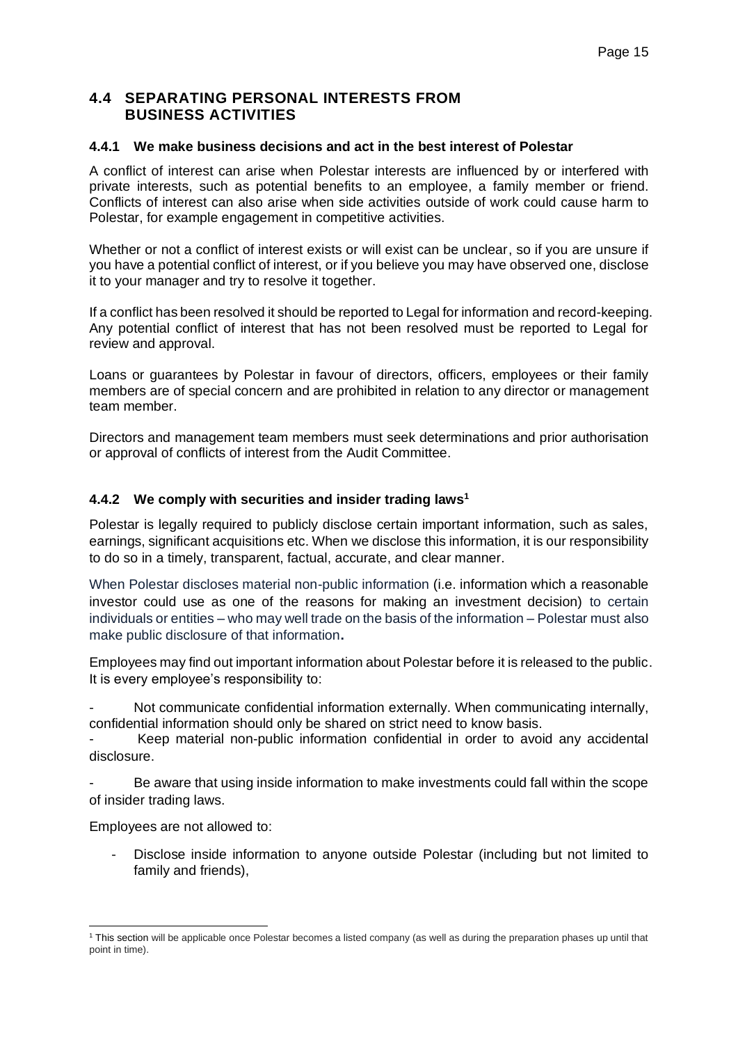## 4.4 SEPARATING PERSONAL INTERESTS FROM BUSINESS ACTIVITIES

### 4.4.1 We make business decisions and act in the best interest of Polestar

A conflict of interest can arise when Polestar interests are influenced by or interfered with private interests, such as potential benefits to an employee, a family member or friend. Conflicts of interest can also arise when side activities outside of work could cause harm to Polestar, for example engagement in competitive activities.

Whether or not a conflict of interest exists or will exist can be unclear, so if you are unsure if you have a potential conflict of interest, or if you believe you may have observed one, disclose it to your manager and try to resolve it together.

If a conflict has been resolved it should be reported to Legal for information and record-keeping. Any potential conflict of interest that has not been resolved must be reported to Legal for review and approval.

Loans or guarantees by Polestar in favour of directors, officers, employees or their family members are of special concern and are prohibited in relation to any director or management team member.

Directors and management team members must seek determinations and prior authorisation or approval of conflicts of interest from the Audit Committee.

### 4.4.2 We comply with securities and insider trading laws[1]

Polestar is legally required to publicly disclose certain important information, such as sales, earnings, significant acquisitions etc. When we disclose this information, it is our responsibility to do so in a timely, transparent, factual, accurate, and clear manner.

When Polestar discloses material non-public information (i.e. information which a reasonable investor could use as one of the reasons for making an investment decision) to certain individuals or entities – who may well trade on the basis of the information – Polestar must also make public disclosure of that information.

Employees may find out important information about Polestar before it is released to the public. It is every employee's responsibility to:

- Not communicate confidential information externally. When communicating internally, confidential information should only be shared on strict need to know basis.
- Keep material non-public information confidential in order to avoid any accidental disclosure.
- Be aware that using inside information to make investments could fall within the scope of insider trading laws.

Employees are not allowed to:

- Disclose inside information to anyone outside Polestar (including but not limited to family and friends),

[1] This section will be applicable once Polestar becomes a listed company (as well as during the preparation phases up until that point in time).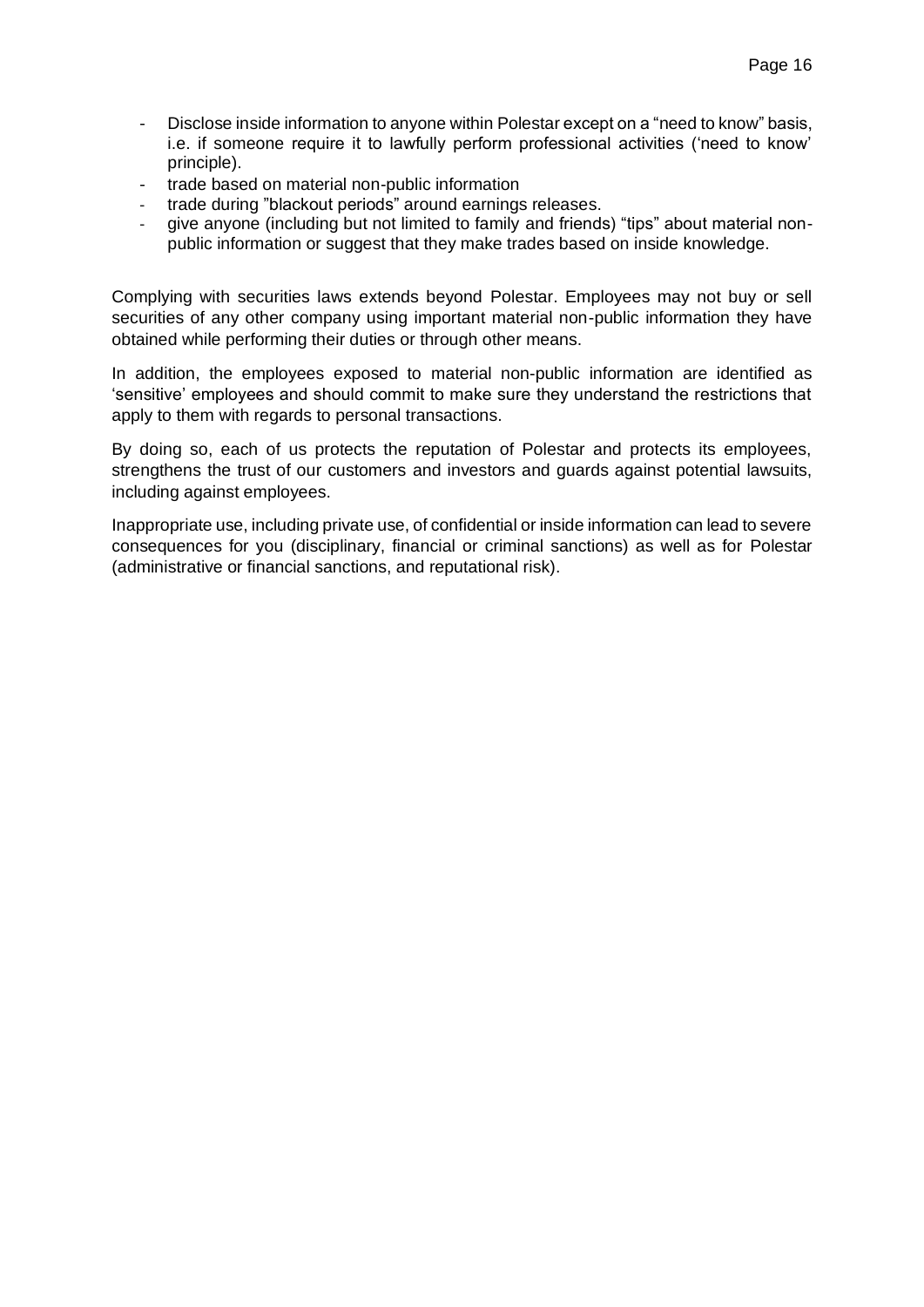- Disclose inside information to anyone within Polestar except on a "need to know" basis, i.e. if someone require it to lawfully perform professional activities ('need to know' principle).
- trade based on material non-public information
- trade during "blackout periods" around earnings releases.
- give anyone (including but not limited to family and friends) "tips" about material non-public information or suggest that they make trades based on inside knowledge.

Complying with securities laws extends beyond Polestar. Employees may not buy or sell securities of any other company using important material non-public information they have obtained while performing their duties or through other means.

In addition, the employees exposed to material non-public information are identified as 'sensitive' employees and should commit to make sure they understand the restrictions that apply to them with regards to personal transactions.

By doing so, each of us protects the reputation of Polestar and protects its employees, strengthens the trust of our customers and investors and guards against potential lawsuits, including against employees.

Inappropriate use, including private use, of confidential or inside information can lead to severe consequences for you (disciplinary, financial or criminal sanctions) as well as for Polestar (administrative or financial sanctions, and reputational risk).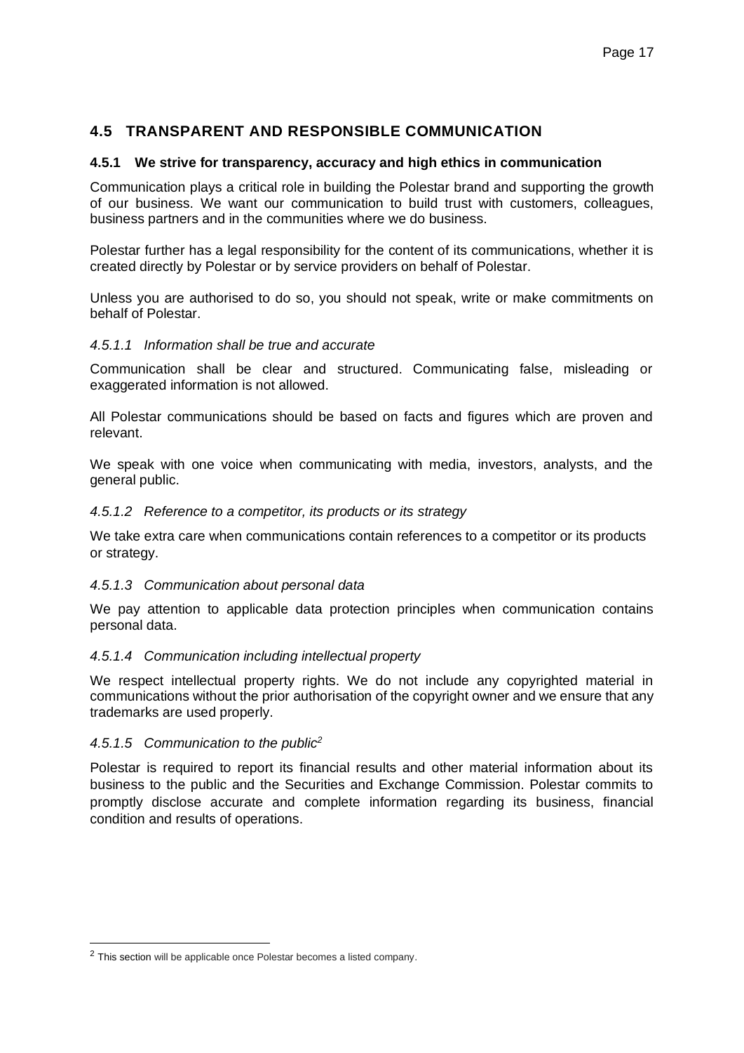## 4.5 TRANSPARENT AND RESPONSIBLE COMMUNICATION

### 4.5.1 We strive for transparency, accuracy and high ethics in communication

Communication plays a critical role in building the Polestar brand and supporting the growth of our business. We want our communication to build trust with customers, colleagues, business partners and in the communities where we do business.

Polestar further has a legal responsibility for the content of its communications, whether it is created directly by Polestar or by service providers on behalf of Polestar.

Unless you are authorised to do so, you should not speak, write or make commitments on behalf of Polestar.

#### *4.5.1.1 Information shall be true and accurate*

Communication shall be clear and structured. Communicating false, misleading or exaggerated information is not allowed.

All Polestar communications should be based on facts and figures which are proven and relevant.

We speak with one voice when communicating with media, investors, analysts, and the general public.

#### *4.5.1.2 Reference to a competitor, its products or its strategy*

We take extra care when communications contain references to a competitor or its products or strategy.

#### *4.5.1.3 Communication about personal data*

We pay attention to applicable data protection principles when communication contains personal data.

#### *4.5.1.4 Communication including intellectual property*

We respect intellectual property rights. We do not include any copyrighted material in communications without the prior authorisation of the copyright owner and we ensure that any trademarks are used properly.

#### *4.5.1.5 Communication to the public[2]*

Polestar is required to report its financial results and other material information about its business to the public and the Securities and Exchange Commission. Polestar commits to promptly disclose accurate and complete information regarding its business, financial condition and results of operations.

---

[2] This section will be applicable once Polestar becomes a listed company.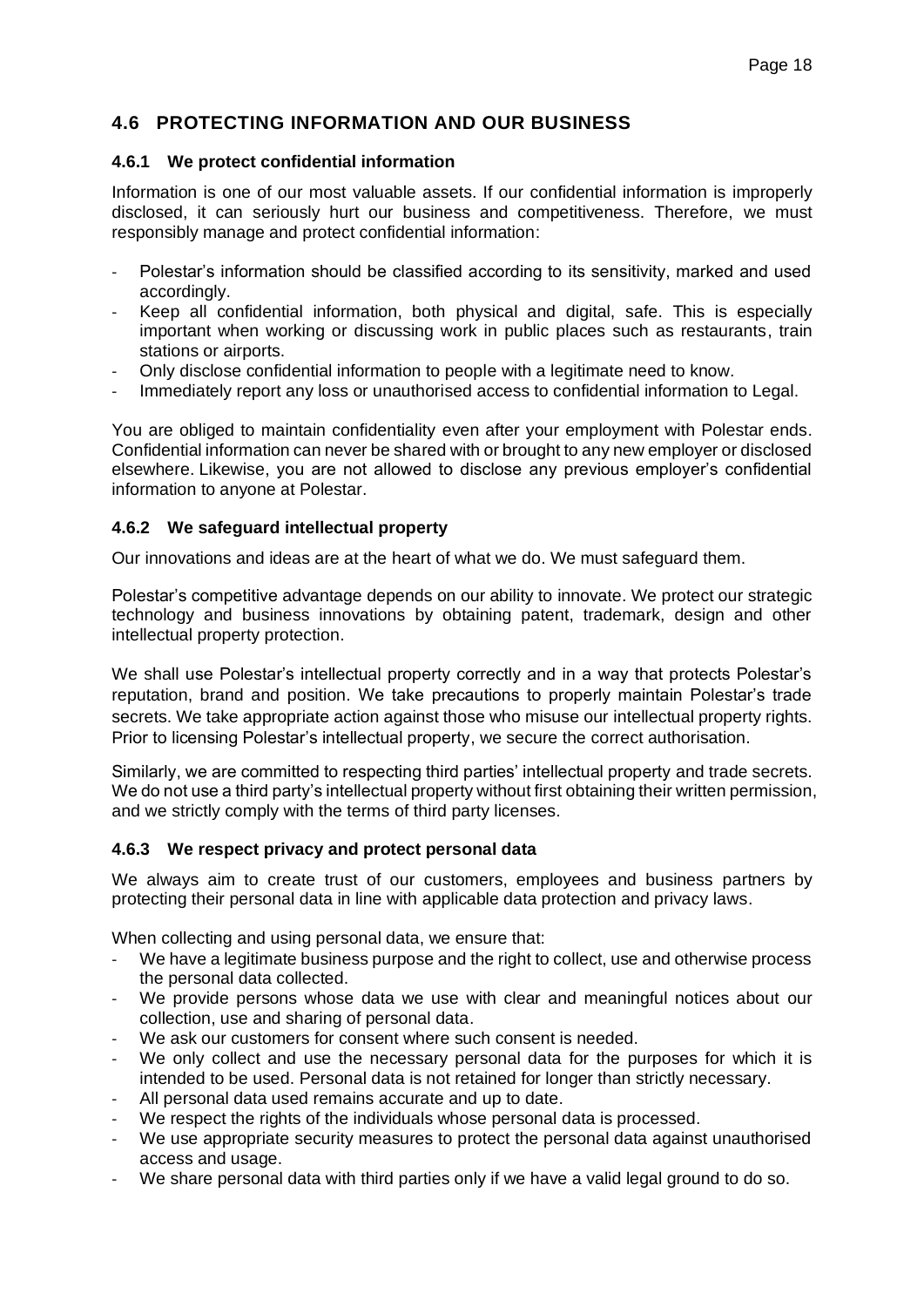## 4.6 PROTECTING INFORMATION AND OUR BUSINESS

### 4.6.1 We protect confidential information

Information is one of our most valuable assets. If our confidential information is improperly disclosed, it can seriously hurt our business and competitiveness. Therefore, we must responsibly manage and protect confidential information:

- Polestar's information should be classified according to its sensitivity, marked and used accordingly.
- Keep all confidential information, both physical and digital, safe. This is especially important when working or discussing work in public places such as restaurants, train stations or airports.
- Only disclose confidential information to people with a legitimate need to know.
- Immediately report any loss or unauthorised access to confidential information to Legal.

You are obliged to maintain confidentiality even after your employment with Polestar ends. Confidential information can never be shared with or brought to any new employer or disclosed elsewhere. Likewise, you are not allowed to disclose any previous employer's confidential information to anyone at Polestar.

### 4.6.2 We safeguard intellectual property

Our innovations and ideas are at the heart of what we do. We must safeguard them.

Polestar's competitive advantage depends on our ability to innovate. We protect our strategic technology and business innovations by obtaining patent, trademark, design and other intellectual property protection.

We shall use Polestar's intellectual property correctly and in a way that protects Polestar's reputation, brand and position. We take precautions to properly maintain Polestar's trade secrets. We take appropriate action against those who misuse our intellectual property rights. Prior to licensing Polestar's intellectual property, we secure the correct authorisation.

Similarly, we are committed to respecting third parties' intellectual property and trade secrets. We do not use a third party's intellectual property without first obtaining their written permission, and we strictly comply with the terms of third party licenses.

### 4.6.3 We respect privacy and protect personal data

We always aim to create trust of our customers, employees and business partners by protecting their personal data in line with applicable data protection and privacy laws.

When collecting and using personal data, we ensure that:

- We have a legitimate business purpose and the right to collect, use and otherwise process the personal data collected.
- We provide persons whose data we use with clear and meaningful notices about our collection, use and sharing of personal data.
- We ask our customers for consent where such consent is needed.
- We only collect and use the necessary personal data for the purposes for which it is intended to be used. Personal data is not retained for longer than strictly necessary.
- All personal data used remains accurate and up to date.
- We respect the rights of the individuals whose personal data is processed.
- We use appropriate security measures to protect the personal data against unauthorised access and usage.
- We share personal data with third parties only if we have a valid legal ground to do so.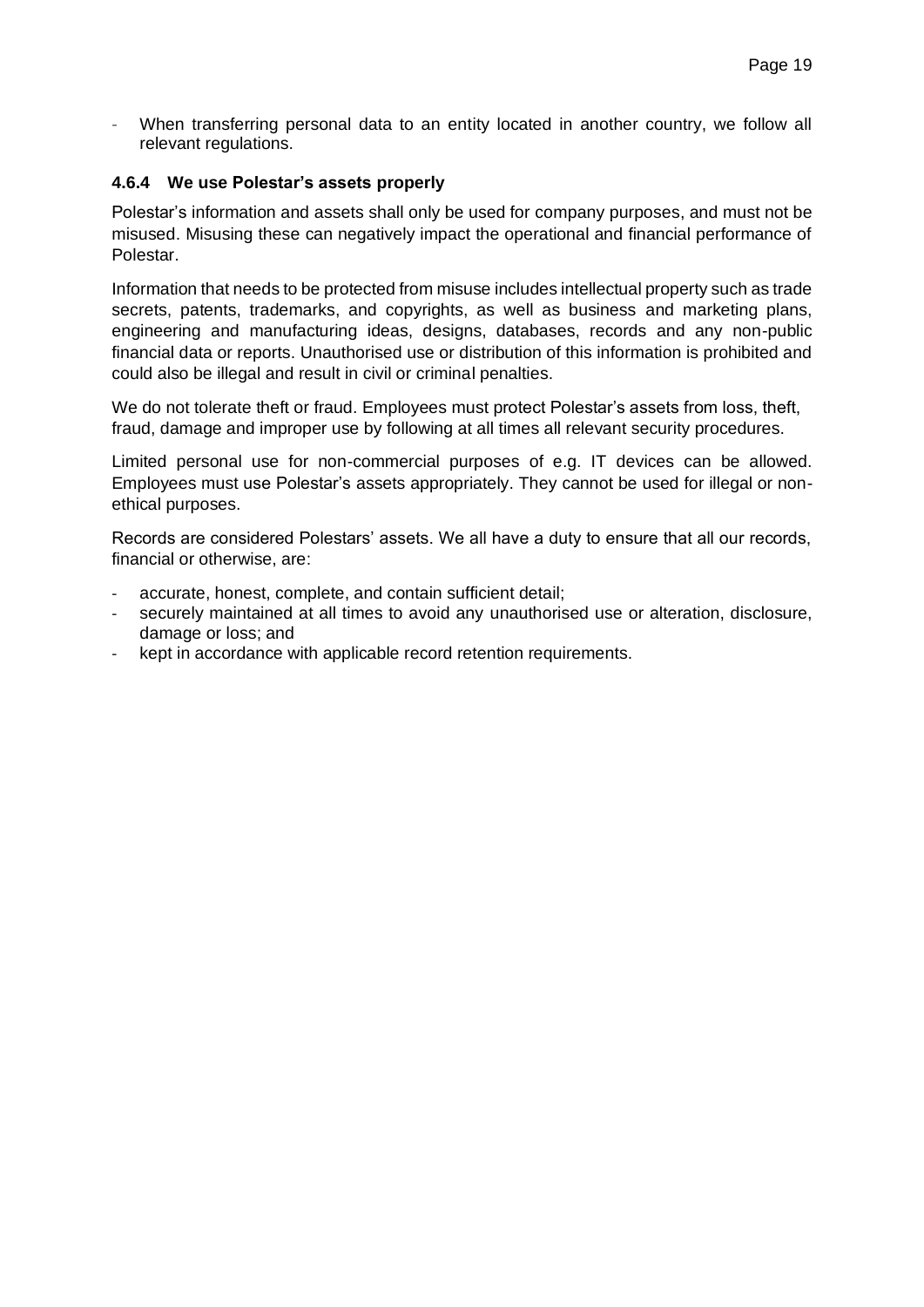- When transferring personal data to an entity located in another country, we follow all relevant regulations.

### 4.6.4 We use Polestar's assets properly

Polestar's information and assets shall only be used for company purposes, and must not be misused. Misusing these can negatively impact the operational and financial performance of Polestar.

Information that needs to be protected from misuse includes intellectual property such as trade secrets, patents, trademarks, and copyrights, as well as business and marketing plans, engineering and manufacturing ideas, designs, databases, records and any non-public financial data or reports. Unauthorised use or distribution of this information is prohibited and could also be illegal and result in civil or criminal penalties.

We do not tolerate theft or fraud. Employees must protect Polestar's assets from loss, theft, fraud, damage and improper use by following at all times all relevant security procedures.

Limited personal use for non-commercial purposes of e.g. IT devices can be allowed. Employees must use Polestar's assets appropriately. They cannot be used for illegal or non-ethical purposes.

Records are considered Polestars' assets. We all have a duty to ensure that all our records, financial or otherwise, are:

- accurate, honest, complete, and contain sufficient detail;
- securely maintained at all times to avoid any unauthorised use or alteration, disclosure, damage or loss; and
- kept in accordance with applicable record retention requirements.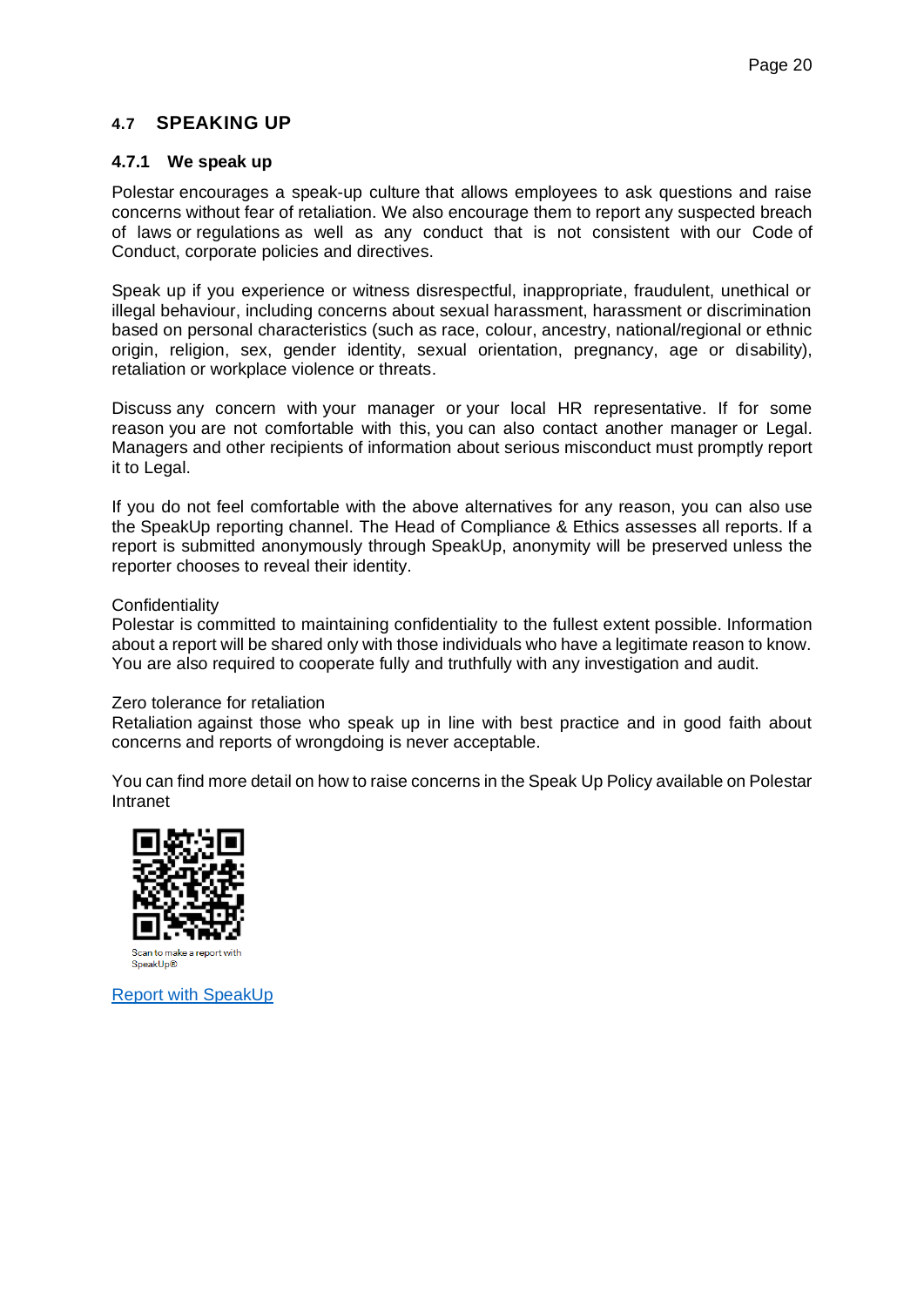## 4.7 SPEAKING UP

### 4.7.1 We speak up

Polestar encourages a speak-up culture that allows employees to ask questions and raise concerns without fear of retaliation. We also encourage them to report any suspected breach of laws or regulations as well as any conduct that is not consistent with our Code of Conduct, corporate policies and directives.

Speak up if you experience or witness disrespectful, inappropriate, fraudulent, unethical or illegal behaviour, including concerns about sexual harassment, harassment or discrimination based on personal characteristics (such as race, colour, ancestry, national/regional or ethnic origin, religion, sex, gender identity, sexual orientation, pregnancy, age or disability), retaliation or workplace violence or threats.

Discuss any concern with your manager or your local HR representative. If for some reason you are not comfortable with this, you can also contact another manager or Legal. Managers and other recipients of information about serious misconduct must promptly report it to Legal.

If you do not feel comfortable with the above alternatives for any reason, you can also use the SpeakUp reporting channel. The Head of Compliance & Ethics assesses all reports. If a report is submitted anonymously through SpeakUp, anonymity will be preserved unless the reporter chooses to reveal their identity.

Confidentiality

Polestar is committed to maintaining confidentiality to the fullest extent possible. Information about a report will be shared only with those individuals who have a legitimate reason to know. You are also required to cooperate fully and truthfully with any investigation and audit.

Zero tolerance for retaliation

Retaliation against those who speak up in line with best practice and in good faith about concerns and reports of wrongdoing is never acceptable.

You can find more detail on how to raise concerns in the Speak Up Policy available on Polestar Intranet

Scan to make a report with SpeakUp®

[Report with SpeakUp]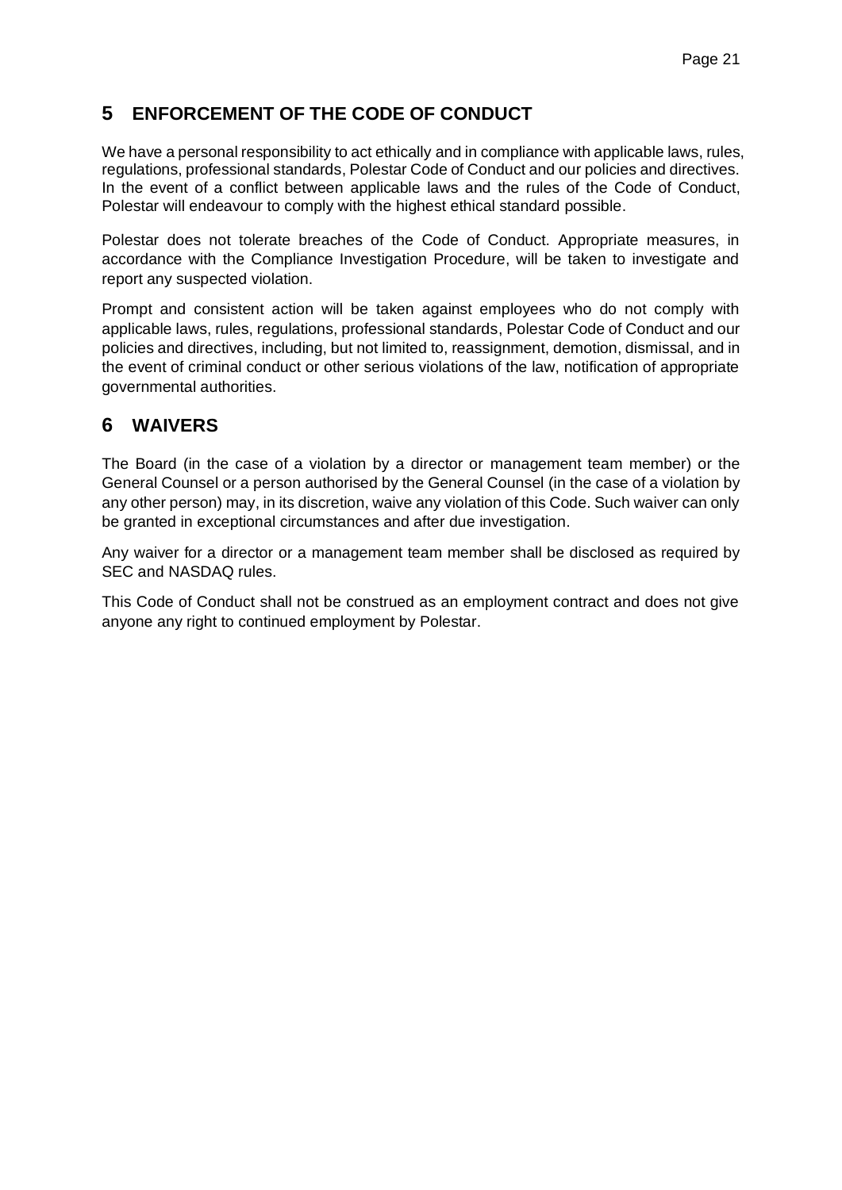## 5 ENFORCEMENT OF THE CODE OF CONDUCT

We have a personal responsibility to act ethically and in compliance with applicable laws, rules, regulations, professional standards, Polestar Code of Conduct and our policies and directives. In the event of a conflict between applicable laws and the rules of the Code of Conduct, Polestar will endeavour to comply with the highest ethical standard possible.

Polestar does not tolerate breaches of the Code of Conduct. Appropriate measures, in accordance with the Compliance Investigation Procedure, will be taken to investigate and report any suspected violation.

Prompt and consistent action will be taken against employees who do not comply with applicable laws, rules, regulations, professional standards, Polestar Code of Conduct and our policies and directives, including, but not limited to, reassignment, demotion, dismissal, and in the event of criminal conduct or other serious violations of the law, notification of appropriate governmental authorities.

## 6 WAIVERS

The Board (in the case of a violation by a director or management team member) or the General Counsel or a person authorised by the General Counsel (in the case of a violation by any other person) may, in its discretion, waive any violation of this Code. Such waiver can only be granted in exceptional circumstances and after due investigation.

Any waiver for a director or a management team member shall be disclosed as required by SEC and NASDAQ rules.

This Code of Conduct shall not be construed as an employment contract and does not give anyone any right to continued employment by Polestar.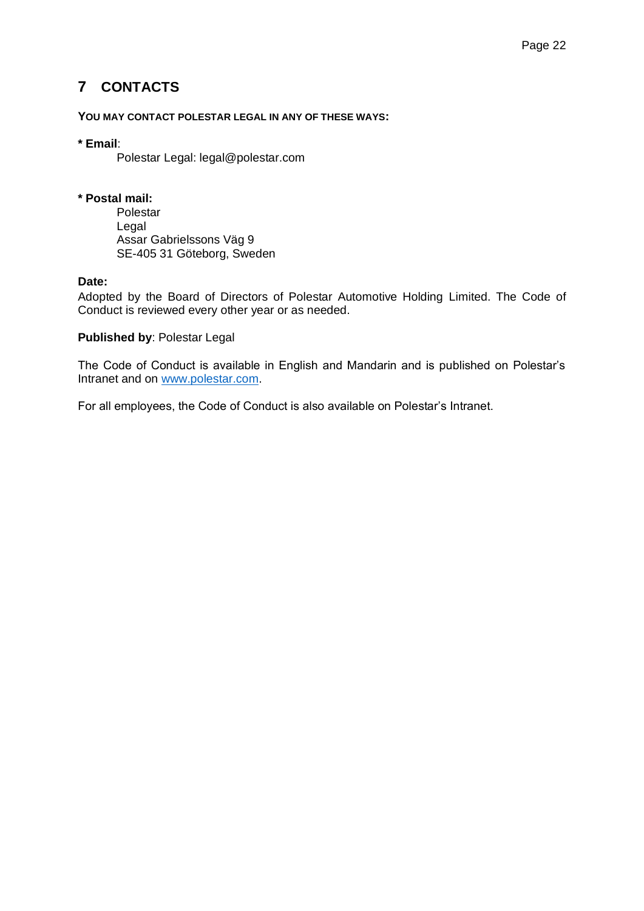# 7 CONTACTS

**YOU MAY CONTACT POLESTAR LEGAL IN ANY OF THESE WAYS:**

**\* Email**:
Polestar Legal: legal@polestar.com

**\* Postal mail:**
Polestar
Legal
Assar Gabrielssons Väg 9
SE-405 31 Göteborg, Sweden

**Date:**
Adopted by the Board of Directors of Polestar Automotive Holding Limited. The Code of Conduct is reviewed every other year or as needed.

**Published by**: Polestar Legal

The Code of Conduct is available in English and Mandarin and is published on Polestar's Intranet and on [www.polestar.com](www.polestar.com).

For all employees, the Code of Conduct is also available on Polestar's Intranet.